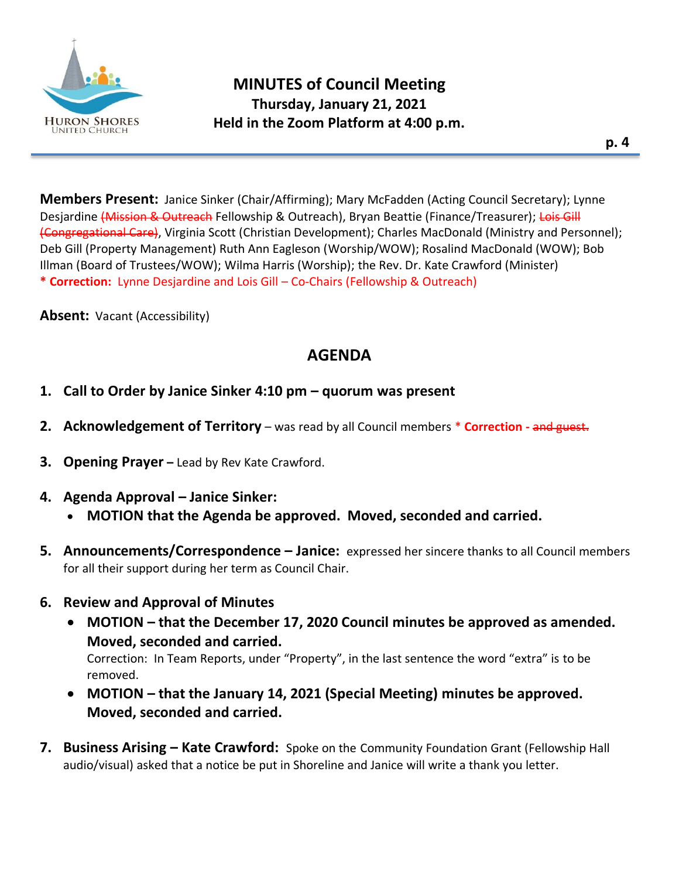# MINUTES of Council Meeting

**Thursday, January 21, 2021**

**Held in the Zoom Platform at 4:00 p.m.**

**Members Present:** Janice Sinker (Chair/Affirming); Mary McFadden (Acting Council Secretary); Lynne Desjardine ~~(Mission & Outreach~~ Fellowship & Outreach), Bryan Beattie (Finance/Treasurer); ~~Lois Gill (Congregational Care)~~, Virginia Scott (Christian Development); Charles MacDonald (Ministry and Personnel); Deb Gill (Property Management) Ruth Ann Eagleson (Worship/WOW); Rosalind MacDonald (WOW); Bob Illman (Board of Trustees/WOW); Wilma Harris (Worship); the Rev. Dr. Kate Crawford (Minister)
**\* Correction:** Lynne Desjardine and Lois Gill – Co-Chairs (Fellowship & Outreach)

**Absent:** Vacant (Accessibility)

## AGENDA

1. **Call to Order by Janice Sinker 4:10 pm – quorum was present**

2. **Acknowledgement of Territory** – was read by all Council members \* **Correction -** ~~and guest.~~

3. **Opening Prayer –** Lead by Rev Kate Crawford.

4. **Agenda Approval – Janice Sinker:**
   - **MOTION that the Agenda be approved. Moved, seconded and carried.**

5. **Announcements/Correspondence – Janice:** expressed her sincere thanks to all Council members for all their support during her term as Council Chair.

6. **Review and Approval of Minutes**
   - **MOTION – that the December 17, 2020 Council minutes be approved as amended. Moved, seconded and carried.**
     Correction: In Team Reports, under "Property", in the last sentence the word "extra" is to be removed.
   - **MOTION – that the January 14, 2021 (Special Meeting) minutes be approved. Moved, seconded and carried.**

7. **Business Arising – Kate Crawford:** Spoke on the Community Foundation Grant (Fellowship Hall audio/visual) asked that a notice be put in Shoreline and Janice will write a thank you letter.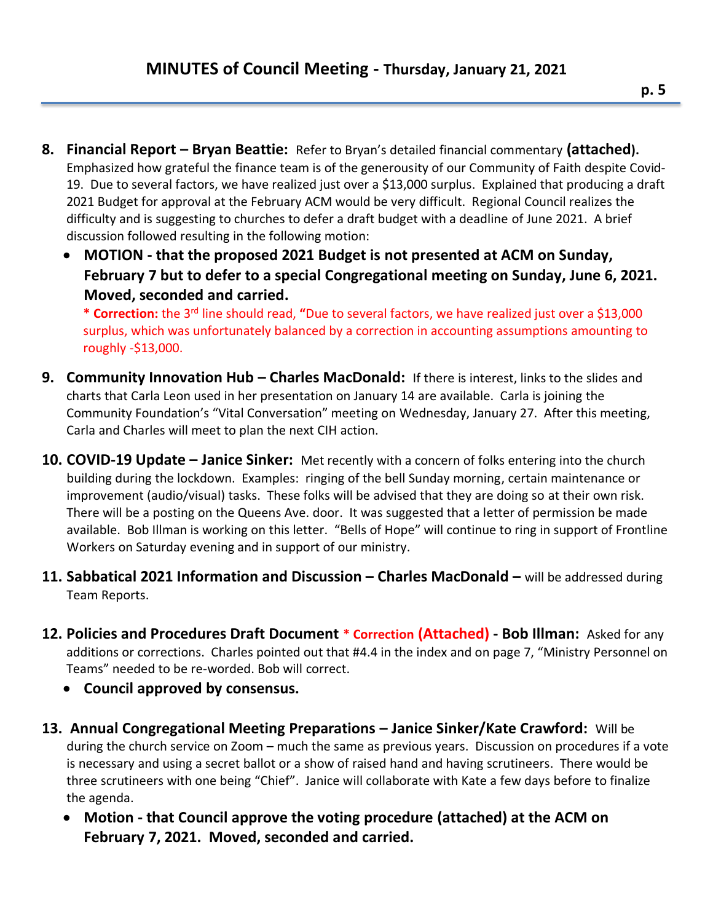# MINUTES of Council Meeting - Thursday, January 21, 2021

8. **Financial Report – Bryan Beattie:** Refer to Bryan's detailed financial commentary **(attached).** Emphasized how grateful the finance team is of the generosity of our Community of Faith despite Covid-19. Due to several factors, we have realized just over a $13,000 surplus. Explained that producing a draft 2021 Budget for approval at the February ACM would be very difficult. Regional Council realizes the difficulty and is suggesting to churches to defer a draft budget with a deadline of June 2021. A brief discussion followed resulting in the following motion:
   - **MOTION - that the proposed 2021 Budget is not presented at ACM on Sunday, February 7 but to defer to a special Congregational meeting on Sunday, June 6, 2021. Moved, seconded and carried.**

     **\* Correction:** the 3rd line should read, **"**Due to several factors, we have realized just over a $13,000 surplus, which was unfortunately balanced by a correction in accounting assumptions amounting to roughly -$13,000.

9. **Community Innovation Hub – Charles MacDonald:** If there is interest, links to the slides and charts that Carla Leon used in her presentation on January 14 are available. Carla is joining the Community Foundation's "Vital Conversation" meeting on Wednesday, January 27. After this meeting, Carla and Charles will meet to plan the next CIH action.

10. **COVID-19 Update – Janice Sinker:** Met recently with a concern of folks entering into the church building during the lockdown. Examples: ringing of the bell Sunday morning, certain maintenance or improvement (audio/visual) tasks. These folks will be advised that they are doing so at their own risk. There will be a posting on the Queens Ave. door. It was suggested that a letter of permission be made available. Bob Illman is working on this letter. "Bells of Hope" will continue to ring in support of Frontline Workers on Saturday evening and in support of our ministry.

11. **Sabbatical 2021 Information and Discussion – Charles MacDonald –** will be addressed during Team Reports.

12. **Policies and Procedures Draft Document \* Correction (Attached) - Bob Illman:** Asked for any additions or corrections. Charles pointed out that #4.4 in the index and on page 7, "Ministry Personnel on Teams" needed to be re-worded. Bob will correct.
    - **Council approved by consensus.**

13. **Annual Congregational Meeting Preparations – Janice Sinker/Kate Crawford:** Will be during the church service on Zoom – much the same as previous years. Discussion on procedures if a vote is necessary and using a secret ballot or a show of raised hand and having scrutineers. There would be three scrutineers with one being "Chief". Janice will collaborate with Kate a few days before to finalize the agenda.
    - **Motion - that Council approve the voting procedure (attached) at the ACM on February 7, 2021. Moved, seconded and carried.**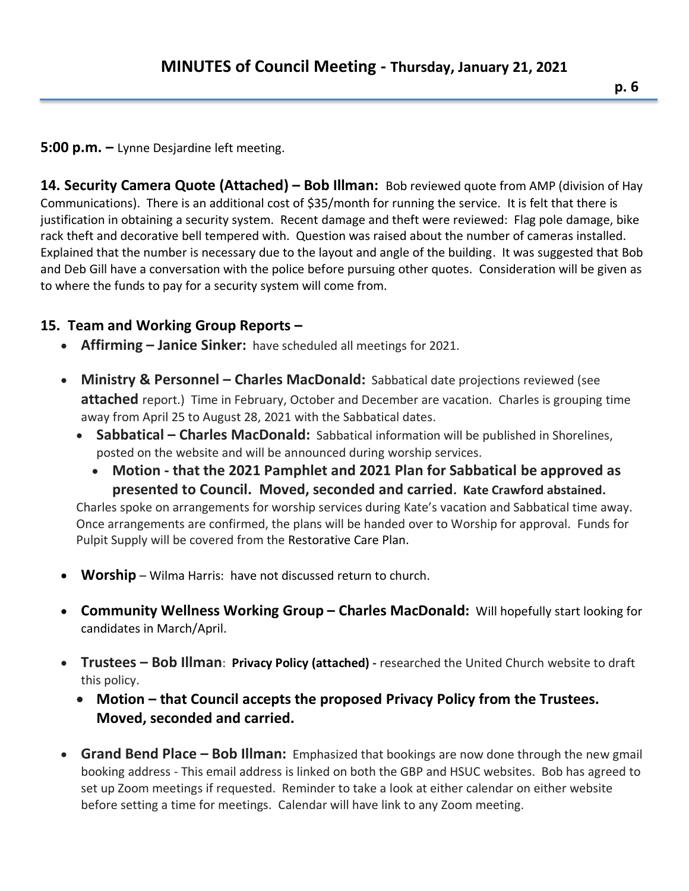**5:00 p.m. –** Lynne Desjardine left meeting.

**14. Security Camera Quote (Attached) – Bob Illman:** Bob reviewed quote from AMP (division of Hay Communications). There is an additional cost of $35/month for running the service. It is felt that there is justification in obtaining a security system. Recent damage and theft were reviewed: Flag pole damage, bike rack theft and decorative bell tempered with. Question was raised about the number of cameras installed. Explained that the number is necessary due to the layout and angle of the building. It was suggested that Bob and Deb Gill have a conversation with the police before pursuing other quotes. Consideration will be given as to where the funds to pay for a security system will come from.

## 15. Team and Working Group Reports –

- **Affirming – Janice Sinker:** have scheduled all meetings for 2021.
- **Ministry & Personnel – Charles MacDonald:** Sabbatical date projections reviewed (see **attached** report.) Time in February, October and December are vacation. Charles is grouping time away from April 25 to August 28, 2021 with the Sabbatical dates.
  - **Sabbatical – Charles MacDonald:** Sabbatical information will be published in Shorelines, posted on the website and will be announced during worship services.
    - **Motion - that the 2021 Pamphlet and 2021 Plan for Sabbatical be approved as presented to Council. Moved, seconded and carried. Kate Crawford abstained.**

  Charles spoke on arrangements for worship services during Kate's vacation and Sabbatical time away. Once arrangements are confirmed, the plans will be handed over to Worship for approval. Funds for Pulpit Supply will be covered from the Restorative Care Plan.
- **Worship** – Wilma Harris: have not discussed return to church.
- **Community Wellness Working Group – Charles MacDonald:** Will hopefully start looking for candidates in March/April.
- **Trustees – Bob Illman**: **Privacy Policy (attached) -** researched the United Church website to draft this policy.
  - **Motion – that Council accepts the proposed Privacy Policy from the Trustees. Moved, seconded and carried.**
- **Grand Bend Place – Bob Illman:** Emphasized that bookings are now done through the new gmail booking address - This email address is linked on both the GBP and HSUC websites. Bob has agreed to set up Zoom meetings if requested. Reminder to take a look at either calendar on either website before setting a time for meetings. Calendar will have link to any Zoom meeting.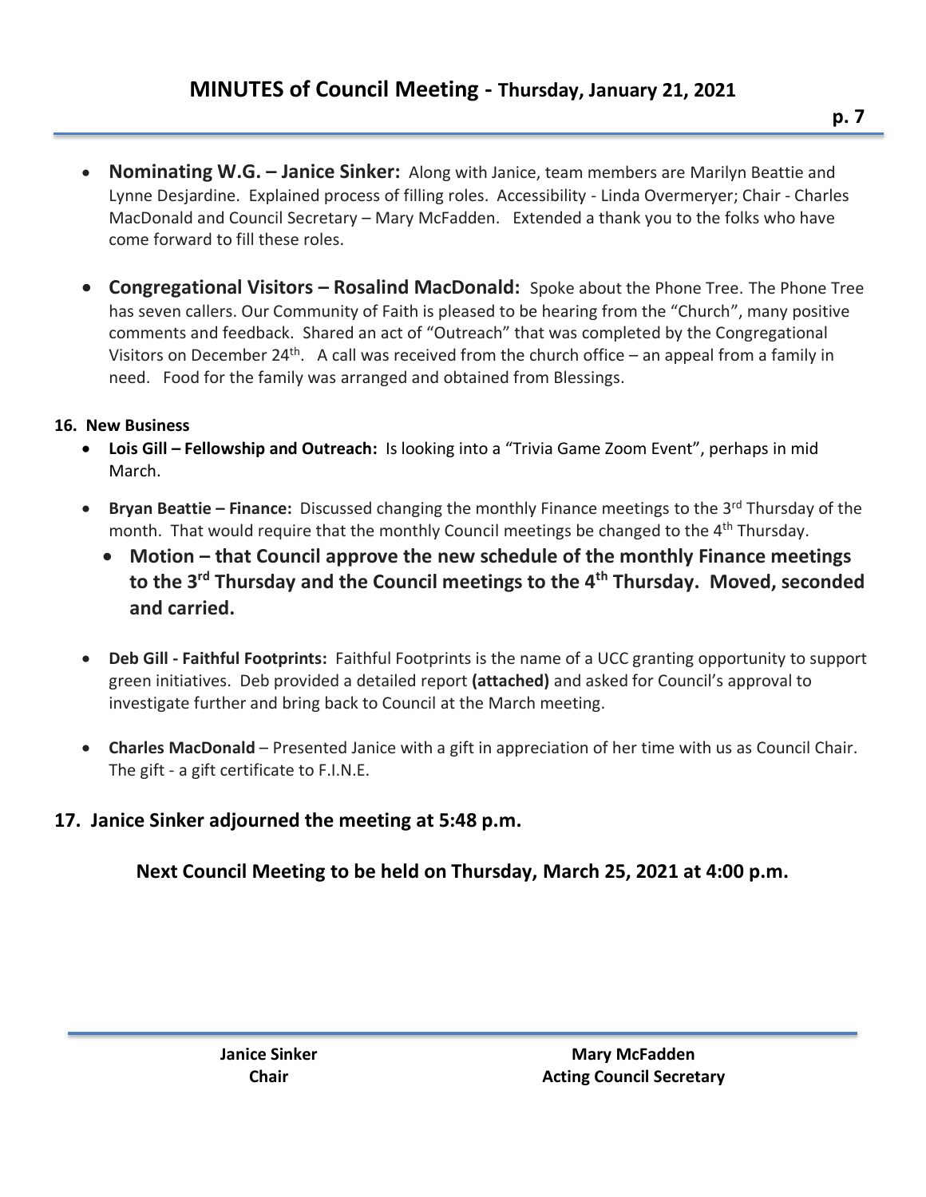- **Nominating W.G. – Janice Sinker:** Along with Janice, team members are Marilyn Beattie and Lynne Desjardine. Explained process of filling roles. Accessibility - Linda Overmeryer; Chair - Charles MacDonald and Council Secretary – Mary McFadden. Extended a thank you to the folks who have come forward to fill these roles.

- **Congregational Visitors – Rosalind MacDonald:** Spoke about the Phone Tree. The Phone Tree has seven callers. Our Community of Faith is pleased to be hearing from the "Church", many positive comments and feedback. Shared an act of "Outreach" that was completed by the Congregational Visitors on December 24th. A call was received from the church office – an appeal from a family in need. Food for the family was arranged and obtained from Blessings.

**16. New Business**

- **Lois Gill – Fellowship and Outreach:** Is looking into a "Trivia Game Zoom Event", perhaps in mid March.
- **Bryan Beattie – Finance:** Discussed changing the monthly Finance meetings to the 3rd Thursday of the month. That would require that the monthly Council meetings be changed to the 4th Thursday.
  - **Motion – that Council approve the new schedule of the monthly Finance meetings to the 3rd Thursday and the Council meetings to the 4th Thursday. Moved, seconded and carried.**
- **Deb Gill - Faithful Footprints:** Faithful Footprints is the name of a UCC granting opportunity to support green initiatives. Deb provided a detailed report **(attached)** and asked for Council's approval to investigate further and bring back to Council at the March meeting.
- **Charles MacDonald** – Presented Janice with a gift in appreciation of her time with us as Council Chair. The gift - a gift certificate to F.I.N.E.

## 17. Janice Sinker adjourned the meeting at 5:48 p.m.

**Next Council Meeting to be held on Thursday, March 25, 2021 at 4:00 p.m.**

**Janice Sinker**
**Chair**

**Mary McFadden**
**Acting Council Secretary**